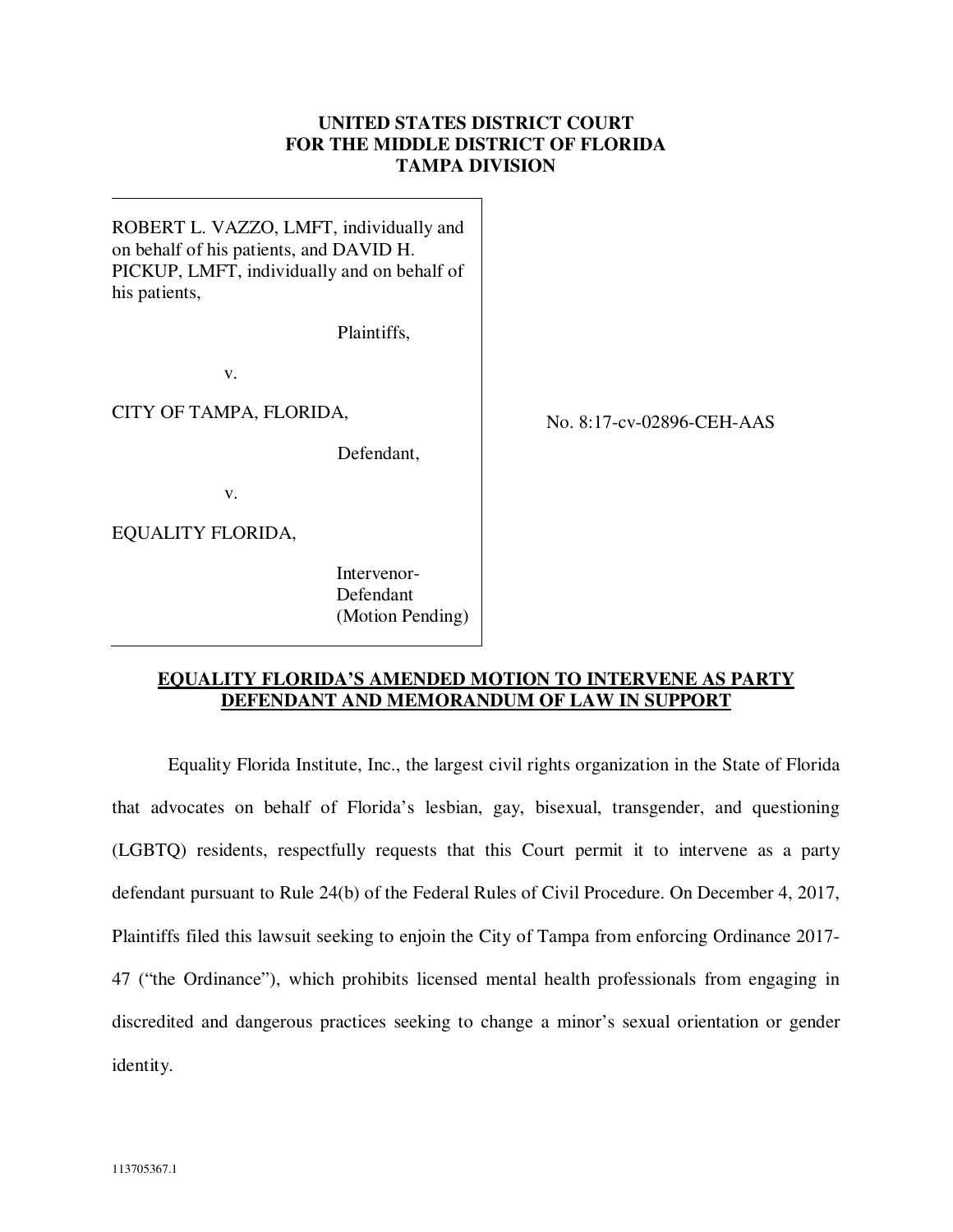**UNITED STATES DISTRICT COURT**
**FOR THE MIDDLE DISTRICT OF FLORIDA**
**TAMPA DIVISION**

| | |
|---|---|
| ROBERT L. VAZZO, LMFT, individually and on behalf of his patients, and DAVID H. PICKUP, LMFT, individually and on behalf of his patients,<br><br>Plaintiffs,<br><br>v.<br><br>CITY OF TAMPA, FLORIDA,<br><br>Defendant,<br><br>v.<br><br>EQUALITY FLORIDA,<br><br>Intervenor-Defendant (Motion Pending) | No. 8:17-cv-02896-CEH-AAS |

**EQUALITY FLORIDA'S AMENDED MOTION TO INTERVENE AS PARTY DEFENDANT AND MEMORANDUM OF LAW IN SUPPORT**

Equality Florida Institute, Inc., the largest civil rights organization in the State of Florida that advocates on behalf of Florida's lesbian, gay, bisexual, transgender, and questioning (LGBTQ) residents, respectfully requests that this Court permit it to intervene as a party defendant pursuant to Rule 24(b) of the Federal Rules of Civil Procedure. On December 4, 2017, Plaintiffs filed this lawsuit seeking to enjoin the City of Tampa from enforcing Ordinance 2017-47 ("the Ordinance"), which prohibits licensed mental health professionals from engaging in discredited and dangerous practices seeking to change a minor's sexual orientation or gender identity.

113705367.1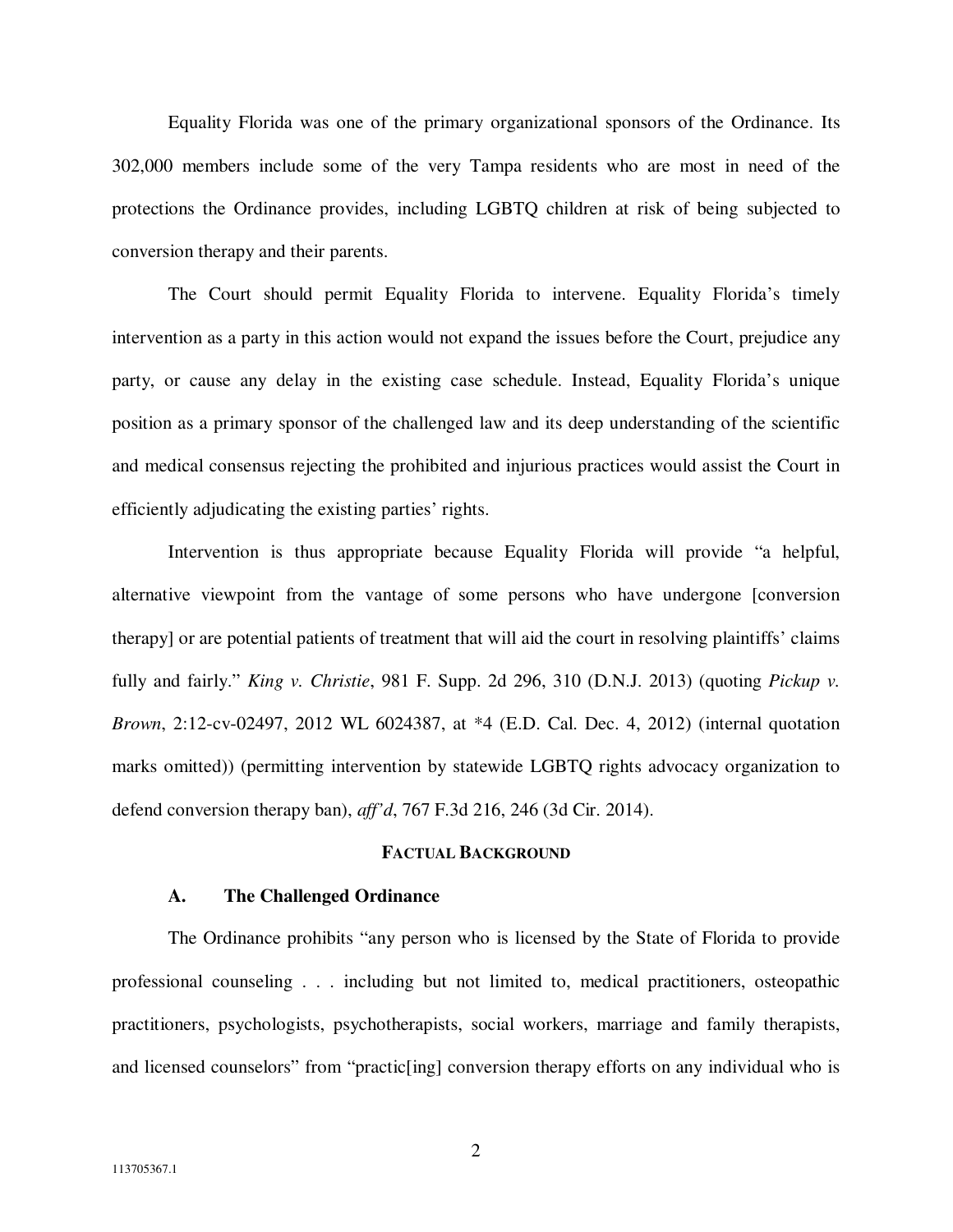Equality Florida was one of the primary organizational sponsors of the Ordinance. Its 302,000 members include some of the very Tampa residents who are most in need of the protections the Ordinance provides, including LGBTQ children at risk of being subjected to conversion therapy and their parents.

The Court should permit Equality Florida to intervene. Equality Florida's timely intervention as a party in this action would not expand the issues before the Court, prejudice any party, or cause any delay in the existing case schedule. Instead, Equality Florida's unique position as a primary sponsor of the challenged law and its deep understanding of the scientific and medical consensus rejecting the prohibited and injurious practices would assist the Court in efficiently adjudicating the existing parties' rights.

Intervention is thus appropriate because Equality Florida will provide "a helpful, alternative viewpoint from the vantage of some persons who have undergone [conversion therapy] or are potential patients of treatment that will aid the court in resolving plaintiffs' claims fully and fairly." *King v. Christie*, 981 F. Supp. 2d 296, 310 (D.N.J. 2013) (quoting *Pickup v. Brown*, 2:12-cv-02497, 2012 WL 6024387, at *4 (E.D. Cal. Dec. 4, 2012) (internal quotation marks omitted)) (permitting intervention by statewide LGBTQ rights advocacy organization to defend conversion therapy ban), *aff'd*, 767 F.3d 216, 246 (3d Cir. 2014).

## FACTUAL BACKGROUND

### A. The Challenged Ordinance

The Ordinance prohibits "any person who is licensed by the State of Florida to provide professional counseling . . . including but not limited to, medical practitioners, osteopathic practitioners, psychologists, psychotherapists, social workers, marriage and family therapists, and licensed counselors" from "practic[ing] conversion therapy efforts on any individual who is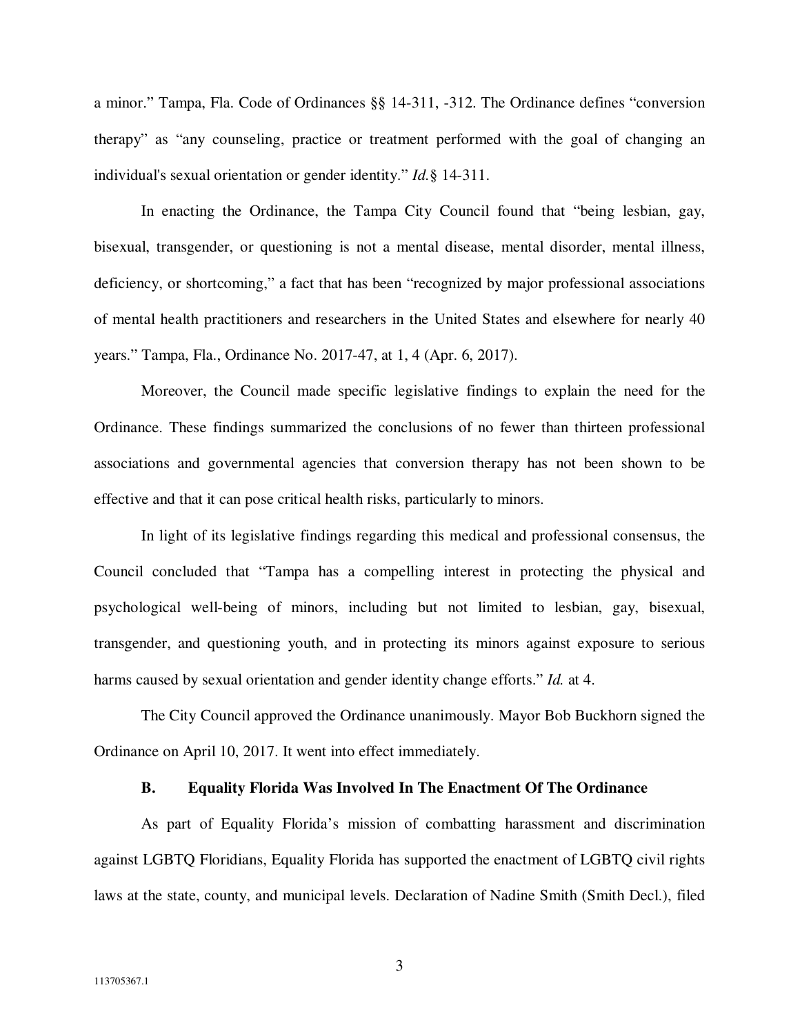a minor." Tampa, Fla. Code of Ordinances §§ 14-311, -312. The Ordinance defines "conversion therapy" as "any counseling, practice or treatment performed with the goal of changing an individual's sexual orientation or gender identity." *Id.* § 14-311.

In enacting the Ordinance, the Tampa City Council found that "being lesbian, gay, bisexual, transgender, or questioning is not a mental disease, mental disorder, mental illness, deficiency, or shortcoming," a fact that has been "recognized by major professional associations of mental health practitioners and researchers in the United States and elsewhere for nearly 40 years." Tampa, Fla., Ordinance No. 2017-47, at 1, 4 (Apr. 6, 2017).

Moreover, the Council made specific legislative findings to explain the need for the Ordinance. These findings summarized the conclusions of no fewer than thirteen professional associations and governmental agencies that conversion therapy has not been shown to be effective and that it can pose critical health risks, particularly to minors.

In light of its legislative findings regarding this medical and professional consensus, the Council concluded that "Tampa has a compelling interest in protecting the physical and psychological well-being of minors, including but not limited to lesbian, gay, bisexual, transgender, and questioning youth, and in protecting its minors against exposure to serious harms caused by sexual orientation and gender identity change efforts." *Id.* at 4.

The City Council approved the Ordinance unanimously. Mayor Bob Buckhorn signed the Ordinance on April 10, 2017. It went into effect immediately.

### B. Equality Florida Was Involved In The Enactment Of The Ordinance

As part of Equality Florida's mission of combatting harassment and discrimination against LGBTQ Floridians, Equality Florida has supported the enactment of LGBTQ civil rights laws at the state, county, and municipal levels. Declaration of Nadine Smith (Smith Decl.), filed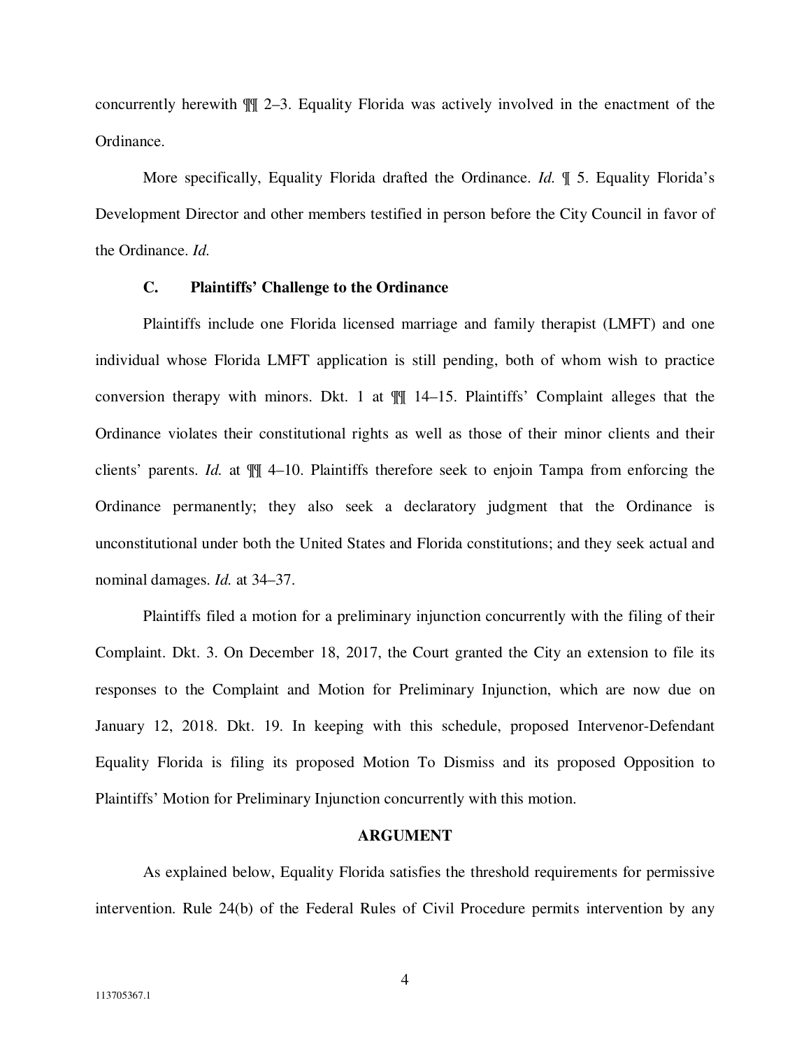concurrently herewith ¶¶ 2–3. Equality Florida was actively involved in the enactment of the Ordinance.

More specifically, Equality Florida drafted the Ordinance. *Id.* ¶ 5. Equality Florida's Development Director and other members testified in person before the City Council in favor of the Ordinance. *Id.*

### C. Plaintiffs' Challenge to the Ordinance

Plaintiffs include one Florida licensed marriage and family therapist (LMFT) and one individual whose Florida LMFT application is still pending, both of whom wish to practice conversion therapy with minors. Dkt. 1 at ¶¶ 14–15. Plaintiffs' Complaint alleges that the Ordinance violates their constitutional rights as well as those of their minor clients and their clients' parents. *Id.* at ¶¶ 4–10. Plaintiffs therefore seek to enjoin Tampa from enforcing the Ordinance permanently; they also seek a declaratory judgment that the Ordinance is unconstitutional under both the United States and Florida constitutions; and they seek actual and nominal damages. *Id.* at 34–37.

Plaintiffs filed a motion for a preliminary injunction concurrently with the filing of their Complaint. Dkt. 3. On December 18, 2017, the Court granted the City an extension to file its responses to the Complaint and Motion for Preliminary Injunction, which are now due on January 12, 2018. Dkt. 19. In keeping with this schedule, proposed Intervenor-Defendant Equality Florida is filing its proposed Motion To Dismiss and its proposed Opposition to Plaintiffs' Motion for Preliminary Injunction concurrently with this motion.

## ARGUMENT

As explained below, Equality Florida satisfies the threshold requirements for permissive intervention. Rule 24(b) of the Federal Rules of Civil Procedure permits intervention by any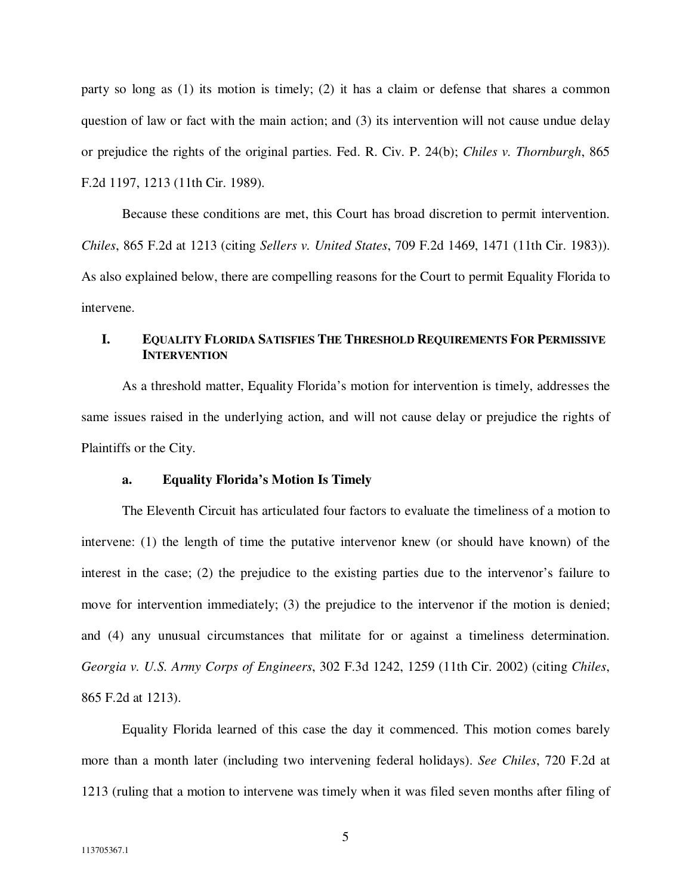party so long as (1) its motion is timely; (2) it has a claim or defense that shares a common question of law or fact with the main action; and (3) its intervention will not cause undue delay or prejudice the rights of the original parties. Fed. R. Civ. P. 24(b); *Chiles v. Thornburgh*, 865 F.2d 1197, 1213 (11th Cir. 1989).

Because these conditions are met, this Court has broad discretion to permit intervention. *Chiles*, 865 F.2d at 1213 (citing *Sellers v. United States*, 709 F.2d 1469, 1471 (11th Cir. 1983)). As also explained below, there are compelling reasons for the Court to permit Equality Florida to intervene.

## I. Equality Florida Satisfies The Threshold Requirements For Permissive Intervention

As a threshold matter, Equality Florida's motion for intervention is timely, addresses the same issues raised in the underlying action, and will not cause delay or prejudice the rights of Plaintiffs or the City.

### a. Equality Florida's Motion Is Timely

The Eleventh Circuit has articulated four factors to evaluate the timeliness of a motion to intervene: (1) the length of time the putative intervenor knew (or should have known) of the interest in the case; (2) the prejudice to the existing parties due to the intervenor's failure to move for intervention immediately; (3) the prejudice to the intervenor if the motion is denied; and (4) any unusual circumstances that militate for or against a timeliness determination. *Georgia v. U.S. Army Corps of Engineers*, 302 F.3d 1242, 1259 (11th Cir. 2002) (citing *Chiles*, 865 F.2d at 1213).

Equality Florida learned of this case the day it commenced. This motion comes barely more than a month later (including two intervening federal holidays). *See Chiles*, 720 F.2d at 1213 (ruling that a motion to intervene was timely when it was filed seven months after filing of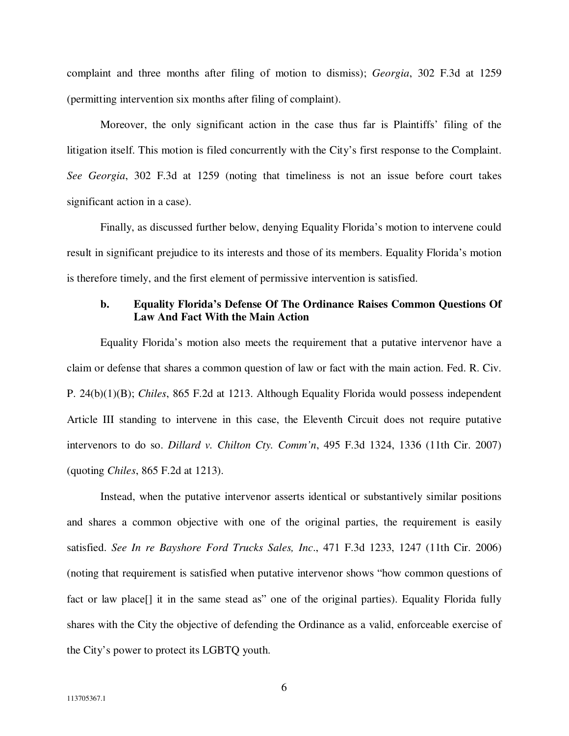complaint and three months after filing of motion to dismiss); *Georgia*, 302 F.3d at 1259 (permitting intervention six months after filing of complaint).

Moreover, the only significant action in the case thus far is Plaintiffs' filing of the litigation itself. This motion is filed concurrently with the City's first response to the Complaint. *See Georgia*, 302 F.3d at 1259 (noting that timeliness is not an issue before court takes significant action in a case).

Finally, as discussed further below, denying Equality Florida's motion to intervene could result in significant prejudice to its interests and those of its members. Equality Florida's motion is therefore timely, and the first element of permissive intervention is satisfied.

#### b. Equality Florida's Defense Of The Ordinance Raises Common Questions Of Law And Fact With the Main Action

Equality Florida's motion also meets the requirement that a putative intervenor have a claim or defense that shares a common question of law or fact with the main action. Fed. R. Civ. P. 24(b)(1)(B); *Chiles*, 865 F.2d at 1213. Although Equality Florida would possess independent Article III standing to intervene in this case, the Eleventh Circuit does not require putative intervenors to do so. *Dillard v. Chilton Cty. Comm'n*, 495 F.3d 1324, 1336 (11th Cir. 2007) (quoting *Chiles*, 865 F.2d at 1213).

Instead, when the putative intervenor asserts identical or substantively similar positions and shares a common objective with one of the original parties, the requirement is easily satisfied. *See In re Bayshore Ford Trucks Sales, Inc*., 471 F.3d 1233, 1247 (11th Cir. 2006) (noting that requirement is satisfied when putative intervenor shows "how common questions of fact or law place[] it in the same stead as" one of the original parties). Equality Florida fully shares with the City the objective of defending the Ordinance as a valid, enforceable exercise of the City's power to protect its LGBTQ youth.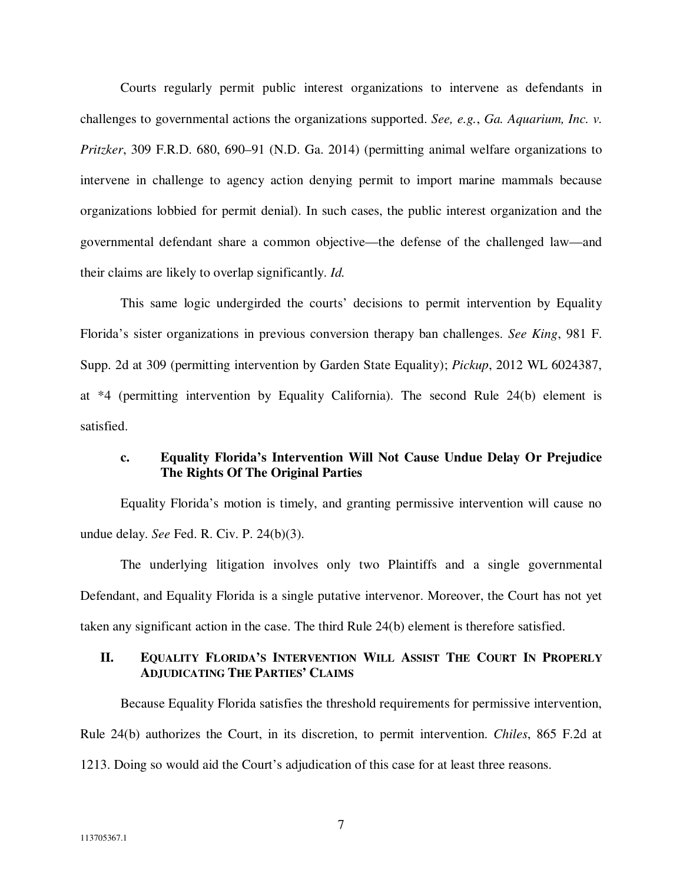Courts regularly permit public interest organizations to intervene as defendants in challenges to governmental actions the organizations supported. *See, e.g.*, *Ga. Aquarium, Inc. v. Pritzker*, 309 F.R.D. 680, 690–91 (N.D. Ga. 2014) (permitting animal welfare organizations to intervene in challenge to agency action denying permit to import marine mammals because organizations lobbied for permit denial). In such cases, the public interest organization and the governmental defendant share a common objective—the defense of the challenged law—and their claims are likely to overlap significantly. *Id.*

This same logic undergirded the courts' decisions to permit intervention by Equality Florida's sister organizations in previous conversion therapy ban challenges. *See King*, 981 F. Supp. 2d at 309 (permitting intervention by Garden State Equality); *Pickup*, 2012 WL 6024387, at *4 (permitting intervention by Equality California). The second Rule 24(b) element is satisfied.

### c. Equality Florida's Intervention Will Not Cause Undue Delay Or Prejudice The Rights Of The Original Parties

Equality Florida's motion is timely, and granting permissive intervention will cause no undue delay. *See* Fed. R. Civ. P. 24(b)(3).

The underlying litigation involves only two Plaintiffs and a single governmental Defendant, and Equality Florida is a single putative intervenor. Moreover, the Court has not yet taken any significant action in the case. The third Rule 24(b) element is therefore satisfied.

## II. Equality Florida's Intervention Will Assist The Court In Properly Adjudicating The Parties' Claims

Because Equality Florida satisfies the threshold requirements for permissive intervention, Rule 24(b) authorizes the Court, in its discretion, to permit intervention. *Chiles*, 865 F.2d at 1213. Doing so would aid the Court's adjudication of this case for at least three reasons.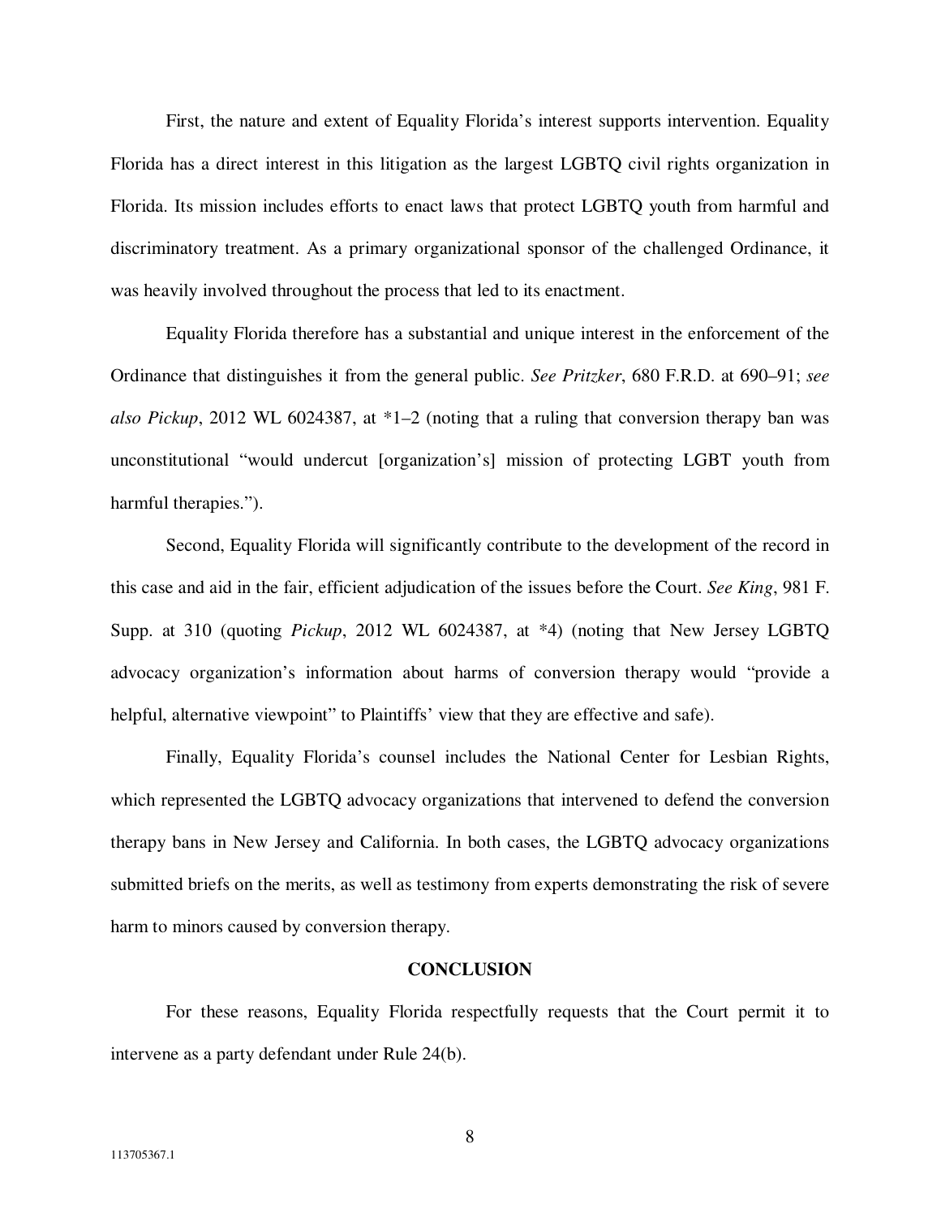First, the nature and extent of Equality Florida's interest supports intervention. Equality Florida has a direct interest in this litigation as the largest LGBTQ civil rights organization in Florida. Its mission includes efforts to enact laws that protect LGBTQ youth from harmful and discriminatory treatment. As a primary organizational sponsor of the challenged Ordinance, it was heavily involved throughout the process that led to its enactment.

Equality Florida therefore has a substantial and unique interest in the enforcement of the Ordinance that distinguishes it from the general public. *See Pritzker*, 680 F.R.D. at 690–91; *see also Pickup*, 2012 WL 6024387, at *1–2 (noting that a ruling that conversion therapy ban was unconstitutional "would undercut [organization's] mission of protecting LGBT youth from harmful therapies.").

Second, Equality Florida will significantly contribute to the development of the record in this case and aid in the fair, efficient adjudication of the issues before the Court. *See King*, 981 F. Supp. at 310 (quoting *Pickup*, 2012 WL 6024387, at *4) (noting that New Jersey LGBTQ advocacy organization's information about harms of conversion therapy would "provide a helpful, alternative viewpoint" to Plaintiffs' view that they are effective and safe).

Finally, Equality Florida's counsel includes the National Center for Lesbian Rights, which represented the LGBTQ advocacy organizations that intervened to defend the conversion therapy bans in New Jersey and California. In both cases, the LGBTQ advocacy organizations submitted briefs on the merits, as well as testimony from experts demonstrating the risk of severe harm to minors caused by conversion therapy.

## CONCLUSION

For these reasons, Equality Florida respectfully requests that the Court permit it to intervene as a party defendant under Rule 24(b).

113705367.1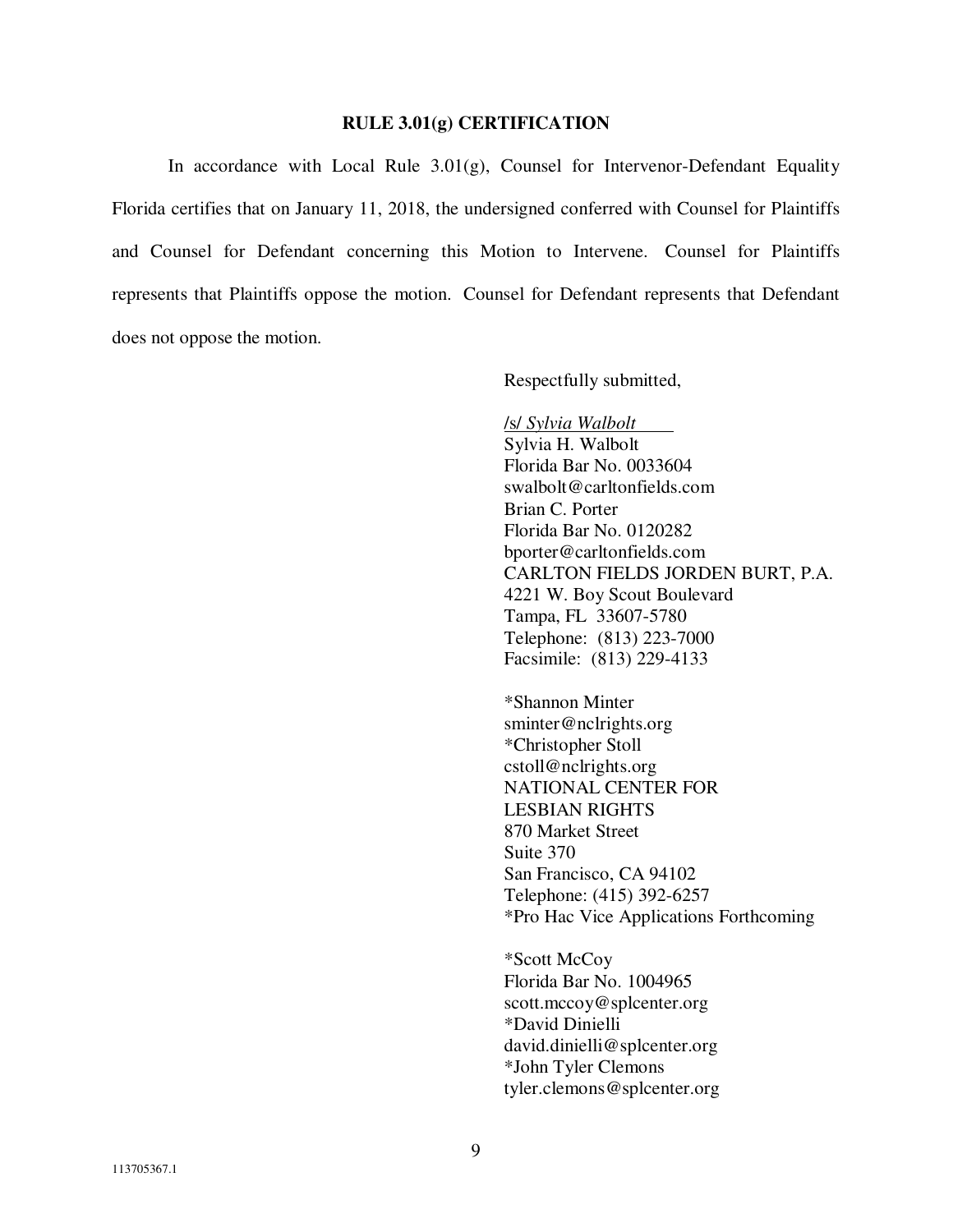## RULE 3.01(g) CERTIFICATION

In accordance with Local Rule 3.01(g), Counsel for Intervenor-Defendant Equality Florida certifies that on January 11, 2018, the undersigned conferred with Counsel for Plaintiffs and Counsel for Defendant concerning this Motion to Intervene. Counsel for Plaintiffs represents that Plaintiffs oppose the motion. Counsel for Defendant represents that Defendant does not oppose the motion.

Respectfully submitted,

/s/ *Sylvia Walbolt*
Sylvia H. Walbolt
Florida Bar No. 0033604
swalbolt@carltonfields.com
Brian C. Porter
Florida Bar No. 0120282
bporter@carltonfields.com
CARLTON FIELDS JORDEN BURT, P.A.
4221 W. Boy Scout Boulevard
Tampa, FL 33607-5780
Telephone: (813) 223-7000
Facsimile: (813) 229-4133

*Shannon Minter
sminter@nclrights.org
*Christopher Stoll
cstoll@nclrights.org
NATIONAL CENTER FOR
LESBIAN RIGHTS
870 Market Street
Suite 370
San Francisco, CA 94102
Telephone: (415) 392-6257
*Pro Hac Vice Applications Forthcoming

*Scott McCoy
Florida Bar No. 1004965
scott.mccoy@splcenter.org
*David Dinielli
david.dinielli@splcenter.org
*John Tyler Clemons
tyler.clemons@splcenter.org

113705367.1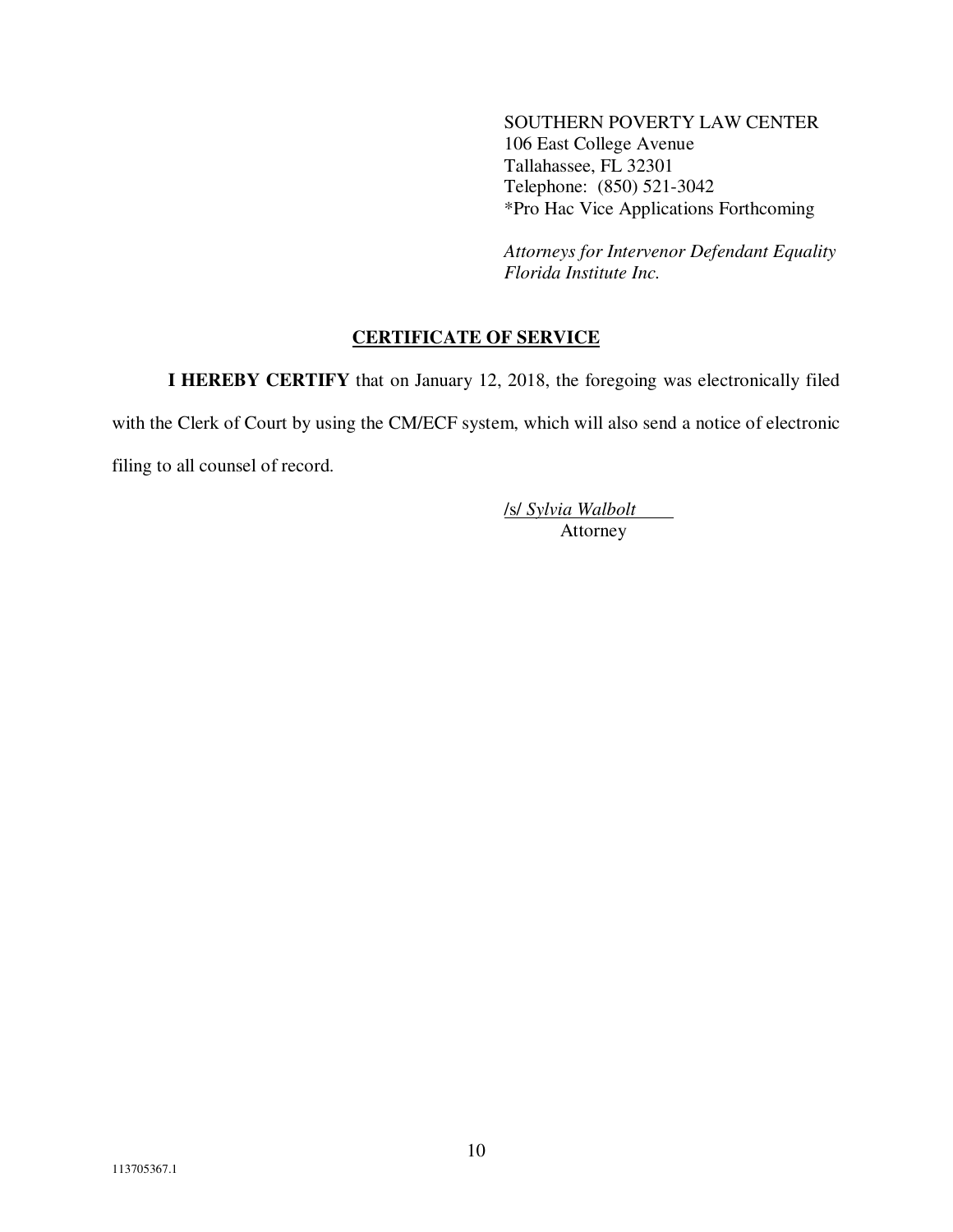SOUTHERN POVERTY LAW CENTER
106 East College Avenue
Tallahassee, FL 32301
Telephone: (850) 521-3042
*Pro Hac Vice Applications Forthcoming

*Attorneys for Intervenor Defendant Equality Florida Institute Inc.*

## CERTIFICATE OF SERVICE

**I HEREBY CERTIFY** that on January 12, 2018, the foregoing was electronically filed with the Clerk of Court by using the CM/ECF system, which will also send a notice of electronic filing to all counsel of record.

/s/ *Sylvia Walbolt*
Attorney

113705367.1